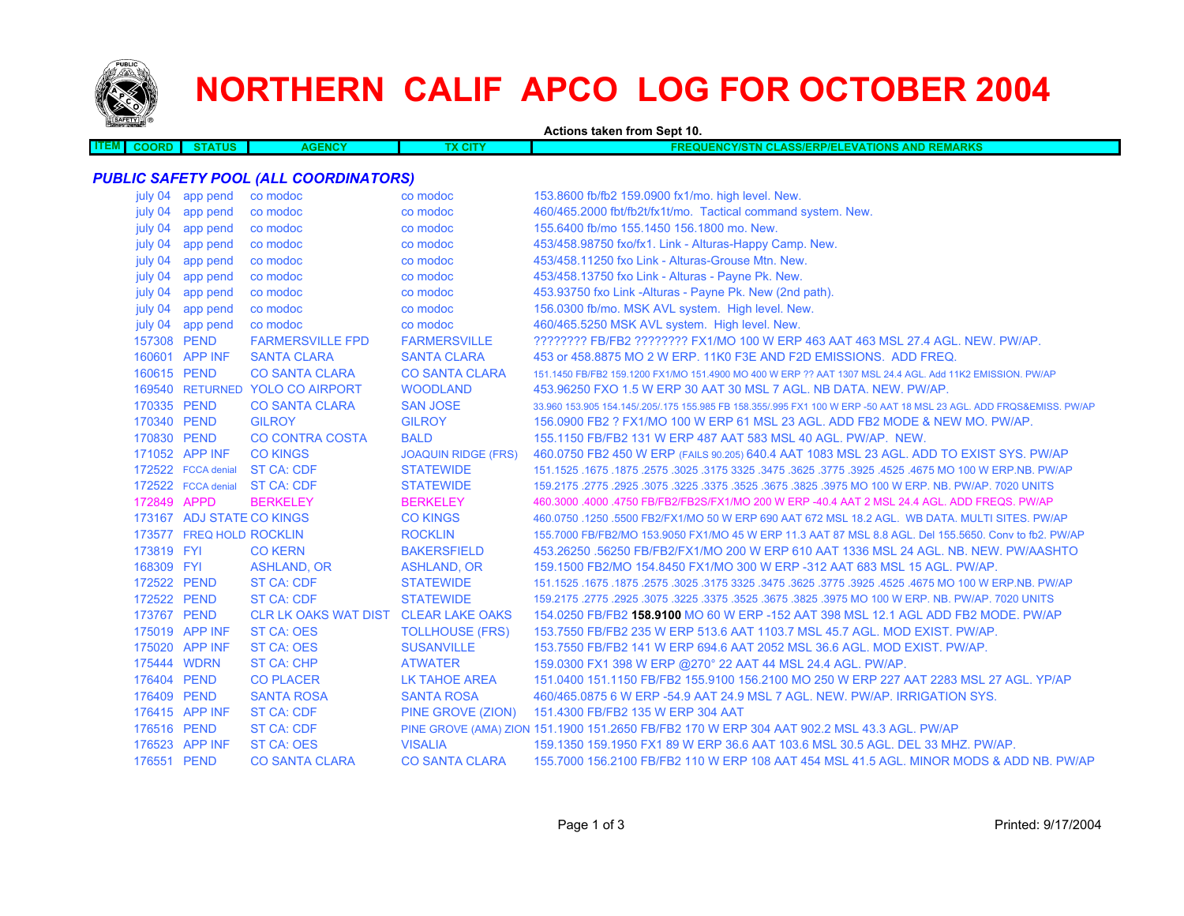# NORTHERN CALIF APCO LOG FOR OCTOBER 2004

Actions taken from Sept 10.

| ITEM | COORD | STATUS | AGENCY | TX CITY | FREQUENCY/STN CLASS/ERP/ELEVATIONS AND REMARKS |
|---|---|---|---|---|---|

## *PUBLIC SAFETY POOL (ALL COORDINATORS)*

| ITEM | COORD | STATUS | AGENCY | TX CITY | FREQUENCY/STN CLASS/ERP/ELEVATIONS AND REMARKS |
|---|---|---|---|---|---|
| | july 04 | app pend | co modoc | co modoc | 153.8600 fb/fb2 159.0900 fx1/mo. high level. New. |
| | july 04 | app pend | co modoc | co modoc | 460/465.2000 fbt/fb2t/fx1t/mo. Tactical command system. New. |
| | july 04 | app pend | co modoc | co modoc | 155.6400 fb/mo 155.1450 156.1800 mo. New. |
| | july 04 | app pend | co modoc | co modoc | 453/458.98750 fxo/fx1. Link - Alturas-Happy Camp. New. |
| | july 04 | app pend | co modoc | co modoc | 453/458.11250 fxo Link - Alturas-Grouse Mtn. New. |
| | july 04 | app pend | co modoc | co modoc | 453/458.13750 fxo Link - Alturas - Payne Pk. New. |
| | july 04 | app pend | co modoc | co modoc | 453.93750 fxo Link -Alturas - Payne Pk. New (2nd path). |
| | july 04 | app pend | co modoc | co modoc | 156.0300 fb/mo. MSK AVL system. High level. New. |
| | july 04 | app pend | co modoc | co modoc | 460/465.5250 MSK AVL system. High level. New. |
| | 157308 | PEND | FARMERSVILLE FPD | FARMERSVILLE | ???????? FB/FB2 ???????? FX1/MO 100 W ERP 463 AAT 463 MSL 27.4 AGL. NEW. PW/AP. |
| | 160601 | APP INF | SANTA CLARA | SANTA CLARA | 453 or 458.8875 MO 2 W ERP. 11K0 F3E AND F2D EMISSIONS. ADD FREQ. |
| | 160615 | PEND | CO SANTA CLARA | CO SANTA CLARA | 151.1450 FB/FB2 159.1200 FX1/MO 151.4900 MO 400 W ERP ?? AAT 1307 MSL 24.4 AGL. Add 11K2 EMISSION. PW/AP |
| | 169540 | RETURNED | YOLO CO AIRPORT | WOODLAND | 453.96250 FXO 1.5 W ERP 30 AAT 30 MSL 7 AGL. NB DATA. NEW. PW/AP. |
| | 170335 | PEND | CO SANTA CLARA | SAN JOSE | 33.960 153.905 154.145/.205/.175 155.985 FB 158.355/.995 FX1 100 W ERP -50 AAT 18 MSL 23 AGL. ADD FRQS&EMISS. PW/AP |
| | 170340 | PEND | GILROY | GILROY | 156.0900 FB2 ? FX1/MO 100 W ERP 61 MSL 23 AGL. ADD FB2 MODE & NEW MO. PW/AP. |
| | 170830 | PEND | CO CONTRA COSTA | BALD | 155.1150 FB/FB2 131 W ERP 487 AAT 583 MSL 40 AGL. PW/AP. NEW. |
| | 171052 | APP INF | CO KINGS | JOAQUIN RIDGE (FRS) | 460.0750 FB2 450 W ERP (FAILS 90.205) 640.4 AAT 1083 MSL 23 AGL. ADD TO EXIST SYS. PW/AP |
| | 172522 | FCCA denial | ST CA: CDF | STATEWIDE | 151.1525 .1675 .1875 .2575 .3025 .3175 3325 .3475 .3625 .3775 .3925 .4525 .4675 MO 100 W ERP.NB. PW/AP |
| | 172522 | FCCA denial | ST CA: CDF | STATEWIDE | 159.2175 .2775 .2925 .3075 .3225 .3375 .3525 .3675 .3825 .3975 MO 100 W ERP. NB. PW/AP. 7020 UNITS |
| | 172849 | APPD | BERKELEY | BERKELEY | 460.3000 .4000 .4750 FB/FB2/FB2S/FX1/MO 200 W ERP -40.4 AAT 2 MSL 24.4 AGL. ADD FREQS. PW/AP |
| | 173167 | ADJ STATE | CO KINGS | CO KINGS | 460.0750 .1250 .5500 FB2/FX1/MO 50 W ERP 690 AAT 672 MSL 18.2 AGL. WB DATA. MULTI SITES. PW/AP |
| | 173577 | FREQ HOLD | ROCKLIN | ROCKLIN | 155.7000 FB/FB2/MO 153.9050 FX1/MO 45 W ERP 11.3 AAT 87 MSL 8.8 AGL. Del 155.5650. Conv to fb2. PW/AP |
| | 173819 | FYI | CO KERN | BAKERSFIELD | 453.26250 .56250 FB/FB2/FX1/MO 200 W ERP 610 AAT 1336 MSL 24 AGL. NB. NEW. PW/AASHTO |
| | 168309 | FYI | ASHLAND, OR | ASHLAND, OR | 159.1500 FB2/MO 154.8450 FX1/MO 300 W ERP -312 AAT 683 MSL 15 AGL. PW/AP. |
| | 172522 | PEND | ST CA: CDF | STATEWIDE | 151.1525 .1675 .1875 .2575 .3025 .3175 3325 .3475 .3625 .3775 .3925 .4525 .4675 MO 100 W ERP.NB. PW/AP |
| | 172522 | PEND | ST CA: CDF | STATEWIDE | 159.2175 .2775 .2925 .3075 .3225 .3375 .3525 .3675 .3825 .3975 MO 100 W ERP. NB. PW/AP. 7020 UNITS |
| | 173767 | PEND | CLR LK OAKS WAT DIST | CLEAR LAKE OAKS | 154.0250 FB/FB2 **158.9100** MO 60 W ERP -152 AAT 398 MSL 12.1 AGL ADD FB2 MODE. PW/AP |
| | 175019 | APP INF | ST CA: OES | TOLLHOUSE (FRS) | 153.7550 FB/FB2 235 W ERP 513.6 AAT 1103.7 MSL 45.7 AGL. MOD EXIST. PW/AP. |
| | 175020 | APP INF | ST CA: OES | SUSANVILLE | 153.7550 FB/FB2 141 W ERP 694.6 AAT 2052 MSL 36.6 AGL. MOD EXIST. PW/AP. |
| | 175444 | WDRN | ST CA: CHP | ATWATER | 159.0300 FX1 398 W ERP @270° 22 AAT 44 MSL 24.4 AGL. PW/AP. |
| | 176404 | PEND | CO PLACER | LK TAHOE AREA | 151.0400 151.1150 FB/FB2 155.9100 156.2100 MO 250 W ERP 227 AAT 2283 MSL 27 AGL. YP/AP |
| | 176409 | PEND | SANTA ROSA | SANTA ROSA | 460/465.0875 6 W ERP -54.9 AAT 24.9 MSL 7 AGL. NEW. PW/AP. IRRIGATION SYS. |
| | 176415 | APP INF | ST CA: CDF | PINE GROVE (ZION) | 151.4300 FB/FB2 135 W ERP 304 AAT |
| | 176516 | PEND | ST CA: CDF | PINE GROVE (AMA) ZION | 151.1900 151.2650 FB/FB2 170 W ERP 304 AAT 902.2 MSL 43.3 AGL. PW/AP |
| | 176523 | APP INF | ST CA: OES | VISALIA | 159.1350 159.1950 FX1 89 W ERP 36.6 AAT 103.6 MSL 30.5 AGL. DEL 33 MHZ. PW/AP. |
| | 176551 | PEND | CO SANTA CLARA | CO SANTA CLARA | 155.7000 156.2100 FB/FB2 110 W ERP 108 AAT 454 MSL 41.5 AGL. MINOR MODS & ADD NB. PW/AP |

Printed: 9/17/2004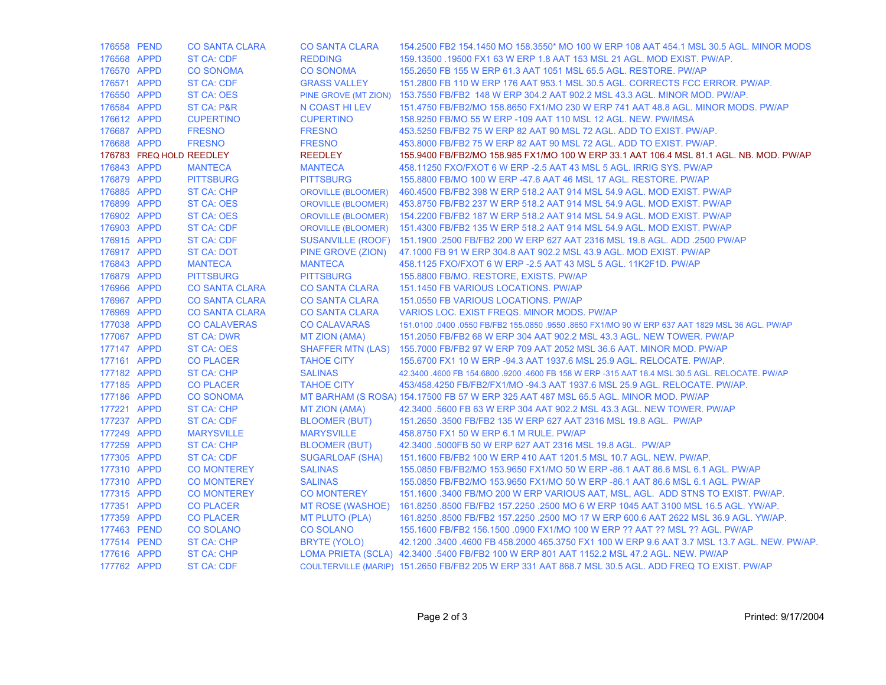| | | | | |
|---|---|---|---|---|
| 176558 | PEND | CO SANTA CLARA | CO SANTA CLARA | 154.2500 FB2 154.1450 MO 158.3550* MO 100 W ERP 108 AAT 454.1 MSL 30.5 AGL. MINOR MODS |
| 176568 | APPD | ST CA: CDF | REDDING | 159.13500 .19500 FX1 63 W ERP 1.8 AAT 153 MSL 21 AGL. MOD EXIST. PW/AP. |
| 176570 | APPD | CO SONOMA | CO SONOMA | 155.2650 FB 155 W ERP 61.3 AAT 1051 MSL 65.5 AGL. RESTORE. PW/AP |
| 176571 | APPD | ST CA: CDF | GRASS VALLEY | 151.2800 FB 110 W ERP 176 AAT 953.1 MSL 30.5 AGL. CORRECTS FCC ERROR. PW/AP. |
| 176550 | APPD | ST CA: OES | PINE GROVE (MT ZION) | 153.7550 FB/FB2 148 W ERP 304.2 AAT 902.2 MSL 43.3 AGL. MINOR MOD. PW/AP. |
| 176584 | APPD | ST CA: P&R | N COAST HI LEV | 151.4750 FB/FB2/MO 158.8650 FX1/MO 230 W ERP 741 AAT 48.8 AGL. MINOR MODS. PW/AP |
| 176612 | APPD | CUPERTINO | CUPERTINO | 158.9250 FB/MO 55 W ERP -109 AAT 110 MSL 12 AGL. NEW. PW/IMSA |
| 176687 | APPD | FRESNO | FRESNO | 453.5250 FB/FB2 75 W ERP 82 AAT 90 MSL 72 AGL. ADD TO EXIST. PW/AP. |
| 176688 | APPD | FRESNO | FRESNO | 453.8000 FB/FB2 75 W ERP 82 AAT 90 MSL 72 AGL. ADD TO EXIST. PW/AP. |
| 176783 | FREQ HOLD | REEDLEY | REEDLEY | 155.9400 FB/FB2/MO 158.985 FX1/MO 100 W ERP 33.1 AAT 106.4 MSL 81.1 AGL. NB. MOD. PW/AP |
| 176843 | APPD | MANTECA | MANTECA | 458.11250 FXO/FXOT 6 W ERP -2.5 AAT 43 MSL 5 AGL. IRRIG SYS. PW/AP |
| 176879 | APPD | PITTSBURG | PITTSBURG | 155.8800 FB/MO 100 W ERP -47.6 AAT 46 MSL 17 AGL. RESTORE. PW/AP |
| 176885 | APPD | ST CA: CHP | OROVILLE (BLOOMER) | 460.4500 FB/FB2 398 W ERP 518.2 AAT 914 MSL 54.9 AGL. MOD EXIST. PW/AP |
| 176899 | APPD | ST CA: OES | OROVILLE (BLOOMER) | 453.8750 FB/FB2 237 W ERP 518.2 AAT 914 MSL 54.9 AGL. MOD EXIST. PW/AP |
| 176902 | APPD | ST CA: OES | OROVILLE (BLOOMER) | 154.2200 FB/FB2 187 W ERP 518.2 AAT 914 MSL 54.9 AGL. MOD EXIST. PW/AP |
| 176903 | APPD | ST CA: CDF | OROVILLE (BLOOMER) | 151.4300 FB/FB2 135 W ERP 518.2 AAT 914 MSL 54.9 AGL. MOD EXIST. PW/AP |
| 176915 | APPD | ST CA: CDF | SUSANVILLE (ROOF) | 151.1900 .2500 FB/FB2 200 W ERP 627 AAT 2316 MSL 19.8 AGL. ADD .2500 PW/AP |
| 176917 | APPD | ST CA: DOT | PINE GROVE (ZION) | 47.1000 FB 91 W ERP 304.8 AAT 902.2 MSL 43.9 AGL. MOD EXIST. PW/AP |
| 176843 | APPD | MANTECA | MANTECA | 458.1125 FXO/FXOT 6 W ERP -2.5 AAT 43 MSL 5 AGL. 11K2F1D. PW/AP |
| 176879 | APPD | PITTSBURG | PITTSBURG | 155.8800 FB/MO. RESTORE, EXISTS. PW/AP |
| 176966 | APPD | CO SANTA CLARA | CO SANTA CLARA | 151.1450 FB VARIOUS LOCATIONS. PW/AP |
| 176967 | APPD | CO SANTA CLARA | CO SANTA CLARA | 151.0550 FB VARIOUS LOCATIONS. PW/AP |
| 176969 | APPD | CO SANTA CLARA | CO SANTA CLARA | VARIOS LOC. EXIST FREQS. MINOR MODS. PW/AP |
| 177038 | APPD | CO CALAVERAS | CO CALAVARAS | 151.0100 .0400 .0550 FB/FB2 155.0850 .9550 .8650 FX1/MO 90 W ERP 637 AAT 1829 MSL 36 AGL. PW/AP |
| 177067 | APPD | ST CA: DWR | MT ZION (AMA) | 151.2050 FB/FB2 68 W ERP 304 AAT 902.2 MSL 43.3 AGL. NEW TOWER. PW/AP |
| 177147 | APPD | ST CA: OES | SHAFFER MTN (LAS) | 155.7000 FB/FB2 97 W ERP 709 AAT 2052 MSL 36.6 AAT. MINOR MOD. PW/AP |
| 177161 | APPD | CO PLACER | TAHOE CITY | 155.6700 FX1 10 W ERP -94.3 AAT 1937.6 MSL 25.9 AGL. RELOCATE. PW/AP. |
| 177182 | APPD | ST CA: CHP | SALINAS | 42.3400 .4600 FB 154.6800 .9200 .4600 FB 158 W ERP -315 AAT 18.4 MSL 30.5 AGL. RELOCATE. PW/AP |
| 177185 | APPD | CO PLACER | TAHOE CITY | 453/458.4250 FB/FB2/FX1/MO -94.3 AAT 1937.6 MSL 25.9 AGL. RELOCATE. PW/AP. |
| 177186 | APPD | CO SONOMA | MT BARHAM (S ROSA) | 154.17500 FB 57 W ERP 325 AAT 487 MSL 65.5 AGL. MINOR MOD. PW/AP |
| 177221 | APPD | ST CA: CHP | MT ZION (AMA) | 42.3400 .5600 FB 63 W ERP 304 AAT 902.2 MSL 43.3 AGL. NEW TOWER. PW/AP |
| 177237 | APPD | ST CA: CDF | BLOOMER (BUT) | 151.2650 .3500 FB/FB2 135 W ERP 627 AAT 2316 MSL 19.8 AGL. PW/AP |
| 177249 | APPD | MARYSVILLE | MARYSVILLE | 458.8750 FX1 50 W ERP 6.1 M RULE. PW/AP |
| 177259 | APPD | ST CA: CHP | BLOOMER (BUT) | 42.3400 .5000FB 50 W ERP 627 AAT 2316 MSL 19.8 AGL. PW/AP |
| 177305 | APPD | ST CA: CDF | SUGARLOAF (SHA) | 151.1600 FB/FB2 100 W ERP 410 AAT 1201.5 MSL 10.7 AGL. NEW. PW/AP. |
| 177310 | APPD | CO MONTEREY | SALINAS | 155.0850 FB/FB2/MO 153.9650 FX1/MO 50 W ERP -86.1 AAT 86.6 MSL 6.1 AGL. PW/AP |
| 177310 | APPD | CO MONTEREY | SALINAS | 155.0850 FB/FB2/MO 153.9650 FX1/MO 50 W ERP -86.1 AAT 86.6 MSL 6.1 AGL. PW/AP |
| 177315 | APPD | CO MONTEREY | CO MONTEREY | 151.1600 .3400 FB/MO 200 W ERP VARIOUS AAT, MSL, AGL. ADD STNS TO EXIST. PW/AP. |
| 177351 | APPD | CO PLACER | MT ROSE (WASHOE) | 161.8250 .8500 FB/FB2 157.2250 .2500 MO 6 W ERP 1045 AAT 3100 MSL 16.5 AGL. YW/AP. |
| 177359 | APPD | CO PLACER | MT PLUTO (PLA) | 161.8250 .8500 FB/FB2 157.2250 .2500 MO 17 W ERP 600.6 AAT 2622 MSL 36.9 AGL. YW/AP. |
| 177463 | PEND | CO SOLANO | CO SOLANO | 155.1600 FB/FB2 156.1500 .0900 FX1/MO 100 W ERP ?? AAT ?? MSL ?? AGL. PW/AP |
| 177514 | PEND | ST CA: CHP | BRYTE (YOLO) | 42.1200 .3400 .4600 FB 458.2000 465.3750 FX1 100 W ERP 9.6 AAT 3.7 MSL 13.7 AGL. NEW. PW/AP. |
| 177616 | APPD | ST CA: CHP | LOMA PRIETA (SCLA) | 42.3400 .5400 FB/FB2 100 W ERP 801 AAT 1152.2 MSL 47.2 AGL. NEW. PW/AP |
| 177762 | APPD | ST CA: CDF | COULTERVILLE (MARIP) | 151.2650 FB/FB2 205 W ERP 331 AAT 868.7 MSL 30.5 AGL. ADD FREQ TO EXIST. PW/AP |

Printed: 9/17/2004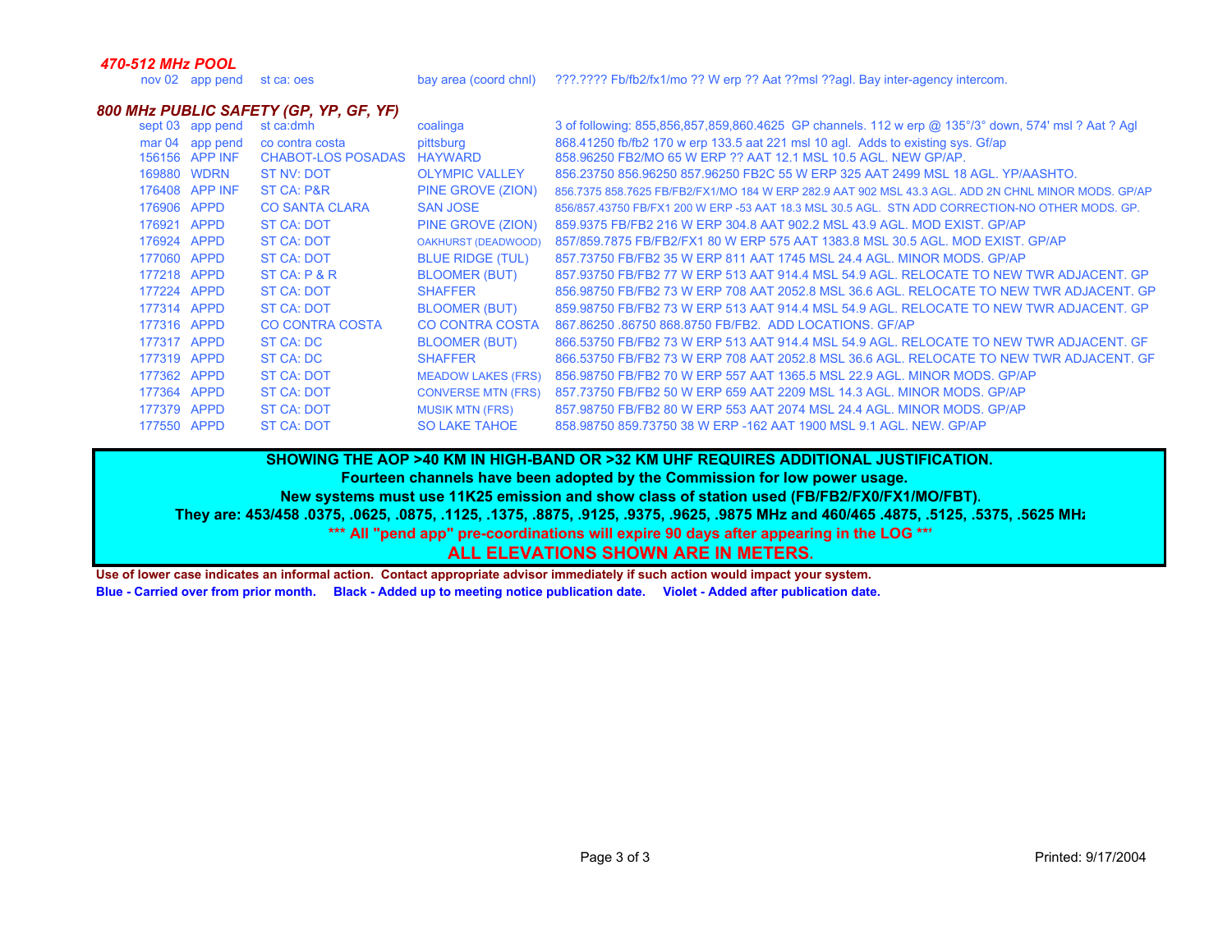### *470-512 MHz POOL*

| | | | | |
|---|---|---|---|---|
| nov 02 | app pend | st ca: oes | bay area (coord chnl) | ???.???? Fb/fb2/fx1/mo ?? W erp ?? Aat ??msl ??agl. Bay inter-agency intercom. |

### *800 MHz PUBLIC SAFETY (GP, YP, GF, YF)*

| | | | | |
|---|---|---|---|---|
| sept 03 | app pend | st ca:dmh | coalinga | 3 of following: 855,856,857,859,860.4625 GP channels. 112 w erp @ 135°/3° down, 574' msl ? Aat ? Agl |
| mar 04 | app pend | co contra costa | pittsburg | 868.41250 fb/fb2 170 w erp 133.5 aat 221 msl 10 agl. Adds to existing sys. Gf/ap |
| 156156 | APP INF | CHABOT-LOS POSADAS | HAYWARD | 858.96250 FB2/MO 65 W ERP ?? AAT 12.1 MSL 10.5 AGL. NEW GP/AP. |
| 169880 | WDRN | ST NV: DOT | OLYMPIC VALLEY | 856.23750 856.96250 857.96250 FB2C 55 W ERP 325 AAT 2499 MSL 18 AGL. YP/AASHTO. |
| 176408 | APP INF | ST CA: P&R | PINE GROVE (ZION) | 856.7375 858.7625 FB/FB2/FX1/MO 184 W ERP 282.9 AAT 902 MSL 43.3 AGL. ADD 2N CHNL MINOR MODS. GP/AP |
| 176906 | APPD | CO SANTA CLARA | SAN JOSE | 856/857.43750 FB/FX1 200 W ERP -53 AAT 18.3 MSL 30.5 AGL. STN ADD CORRECTION-NO OTHER MODS. GP. |
| 176921 | APPD | ST CA: DOT | PINE GROVE (ZION) | 859.9375 FB/FB2 216 W ERP 304.8 AAT 902.2 MSL 43.9 AGL. MOD EXIST. GP/AP |
| 176924 | APPD | ST CA: DOT | OAKHURST (DEADWOOD) | 857/859.7875 FB/FB2/FX1 80 W ERP 575 AAT 1383.8 MSL 30.5 AGL. MOD EXIST. GP/AP |
| 177060 | APPD | ST CA: DOT | BLUE RIDGE (TUL) | 857.73750 FB/FB2 35 W ERP 811 AAT 1745 MSL 24.4 AGL. MINOR MODS. GP/AP |
| 177218 | APPD | ST CA: P & R | BLOOMER (BUT) | 857.93750 FB/FB2 77 W ERP 513 AAT 914.4 MSL 54.9 AGL. RELOCATE TO NEW TWR ADJACENT. GP |
| 177224 | APPD | ST CA: DOT | SHAFFER | 856.98750 FB/FB2 73 W ERP 708 AAT 2052.8 MSL 36.6 AGL. RELOCATE TO NEW TWR ADJACENT. GP |
| 177314 | APPD | ST CA: DOT | BLOOMER (BUT) | 859.98750 FB/FB2 73 W ERP 513 AAT 914.4 MSL 54.9 AGL. RELOCATE TO NEW TWR ADJACENT. GP |
| 177316 | APPD | CO CONTRA COSTA | CO CONTRA COSTA | 867.86250 .86750 868.8750 FB/FB2. ADD LOCATIONS. GF/AP |
| 177317 | APPD | ST CA: DC | BLOOMER (BUT) | 866.53750 FB/FB2 73 W ERP 513 AAT 914.4 MSL 54.9 AGL. RELOCATE TO NEW TWR ADJACENT. GF |
| 177319 | APPD | ST CA: DC | SHAFFER | 866.53750 FB/FB2 73 W ERP 708 AAT 2052.8 MSL 36.6 AGL. RELOCATE TO NEW TWR ADJACENT. GF |
| 177362 | APPD | ST CA: DOT | MEADOW LAKES (FRS) | 856.98750 FB/FB2 70 W ERP 557 AAT 1365.5 MSL 22.9 AGL. MINOR MODS. GP/AP |
| 177364 | APPD | ST CA: DOT | CONVERSE MTN (FRS) | 857.73750 FB/FB2 50 W ERP 659 AAT 2209 MSL 14.3 AGL. MINOR MODS. GP/AP |
| 177379 | APPD | ST CA: DOT | MUSIK MTN (FRS) | 857.98750 FB/FB2 80 W ERP 553 AAT 2074 MSL 24.4 AGL. MINOR MODS. GP/AP |
| 177550 | APPD | ST CA: DOT | SO LAKE TAHOE | 858.98750 859.73750 38 W ERP -162 AAT 1900 MSL 9.1 AGL. NEW. GP/AP |

**SHOWING THE AOP >40 KM IN HIGH-BAND OR >32 KM UHF REQUIRES ADDITIONAL JUSTIFICATION.**
**Fourteen channels have been adopted by the Commission for low power usage.**
**New systems must use 11K25 emission and show class of station used (FB/FB2/FX0/FX1/MO/FBT).**
**They are: 453/458 .0375, .0625, .0875, .1125, .1375, .8875, .9125, .9375, .9625, .9875 MHz and 460/465 .4875, .5125, .5375, .5625 MHz**
**\*\*\* All "pend app" pre-coordinations will expire 90 days after appearing in the LOG \*\*\***
**ALL ELEVATIONS SHOWN ARE IN METERS.**

**Use of lower case indicates an informal action. Contact appropriate advisor immediately if such action would impact your system.**

**Blue - Carried over from prior month. Black - Added up to meeting notice publication date. Violet - Added after publication date.**

Printed: 9/17/2004